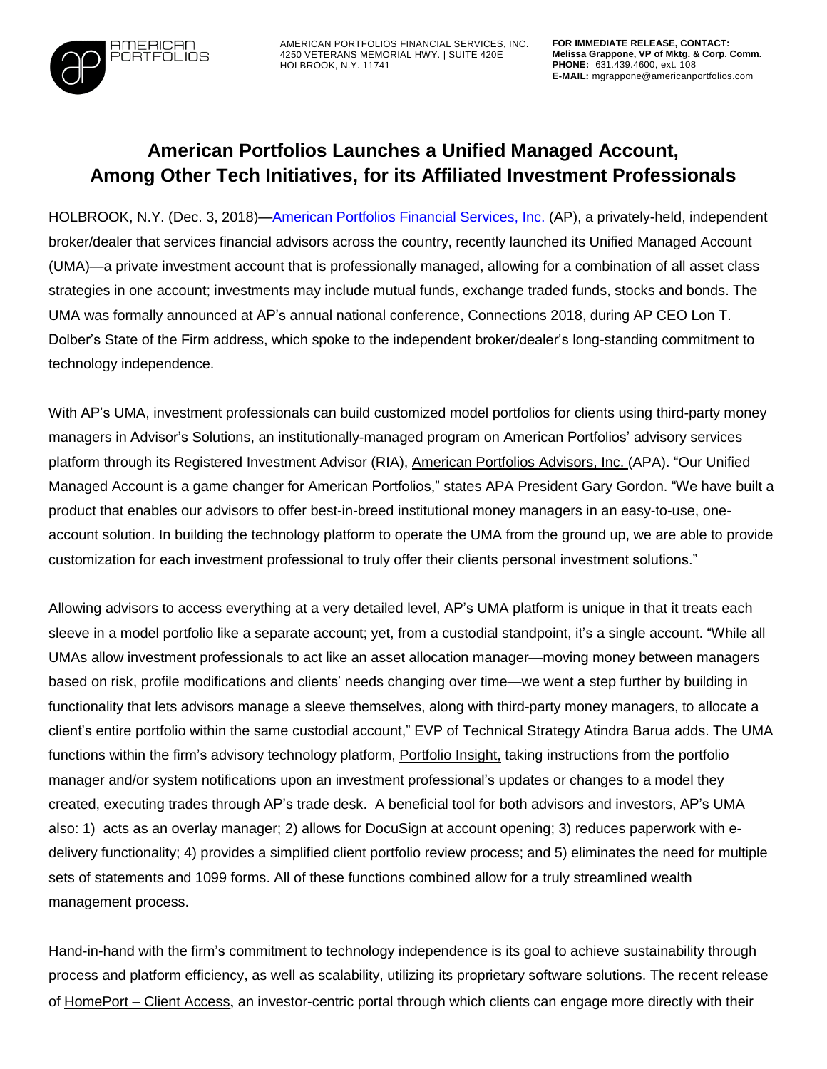AMERICAN PORTFOLIOS FINANCIAL SERVICES, INC.
4250 VETERANS MEMORIAL HWY. | SUITE 420E
HOLBROOK, N.Y. 11741

**FOR IMMEDIATE RELEASE, CONTACT:**
**Melissa Grappone, VP of Mktg. & Corp. Comm.**
**PHONE:** 631.439.4600, ext. 108
**E-MAIL:** mgrappone@americanportfolios.com

# American Portfolios Launches a Unified Managed Account, Among Other Tech Initiatives, for its Affiliated Investment Professionals

HOLBROOK, N.Y. (Dec. 3, 2018)—American Portfolios Financial Services, Inc. (AP), a privately-held, independent broker/dealer that services financial advisors across the country, recently launched its Unified Managed Account (UMA)—a private investment account that is professionally managed, allowing for a combination of all asset class strategies in one account; investments may include mutual funds, exchange traded funds, stocks and bonds. The UMA was formally announced at AP's annual national conference, Connections 2018, during AP CEO Lon T. Dolber's State of the Firm address, which spoke to the independent broker/dealer's long-standing commitment to technology independence.

With AP's UMA, investment professionals can build customized model portfolios for clients using third-party money managers in Advisor's Solutions, an institutionally-managed program on American Portfolios' advisory services platform through its Registered Investment Advisor (RIA), American Portfolios Advisors, Inc. (APA). "Our Unified Managed Account is a game changer for American Portfolios," states APA President Gary Gordon. "We have built a product that enables our advisors to offer best-in-breed institutional money managers in an easy-to-use, one-account solution. In building the technology platform to operate the UMA from the ground up, we are able to provide customization for each investment professional to truly offer their clients personal investment solutions."

Allowing advisors to access everything at a very detailed level, AP's UMA platform is unique in that it treats each sleeve in a model portfolio like a separate account; yet, from a custodial standpoint, it's a single account. "While all UMAs allow investment professionals to act like an asset allocation manager—moving money between managers based on risk, profile modifications and clients' needs changing over time—we went a step further by building in functionality that lets advisors manage a sleeve themselves, along with third-party money managers, to allocate a client's entire portfolio within the same custodial account," EVP of Technical Strategy Atindra Barua adds. The UMA functions within the firm's advisory technology platform, Portfolio Insight, taking instructions from the portfolio manager and/or system notifications upon an investment professional's updates or changes to a model they created, executing trades through AP's trade desk. A beneficial tool for both advisors and investors, AP's UMA also: 1) acts as an overlay manager; 2) allows for DocuSign at account opening; 3) reduces paperwork with e-delivery functionality; 4) provides a simplified client portfolio review process; and 5) eliminates the need for multiple sets of statements and 1099 forms. All of these functions combined allow for a truly streamlined wealth management process.

Hand-in-hand with the firm's commitment to technology independence is its goal to achieve sustainability through process and platform efficiency, as well as scalability, utilizing its proprietary software solutions. The recent release of HomePort – Client Access, an investor-centric portal through which clients can engage more directly with their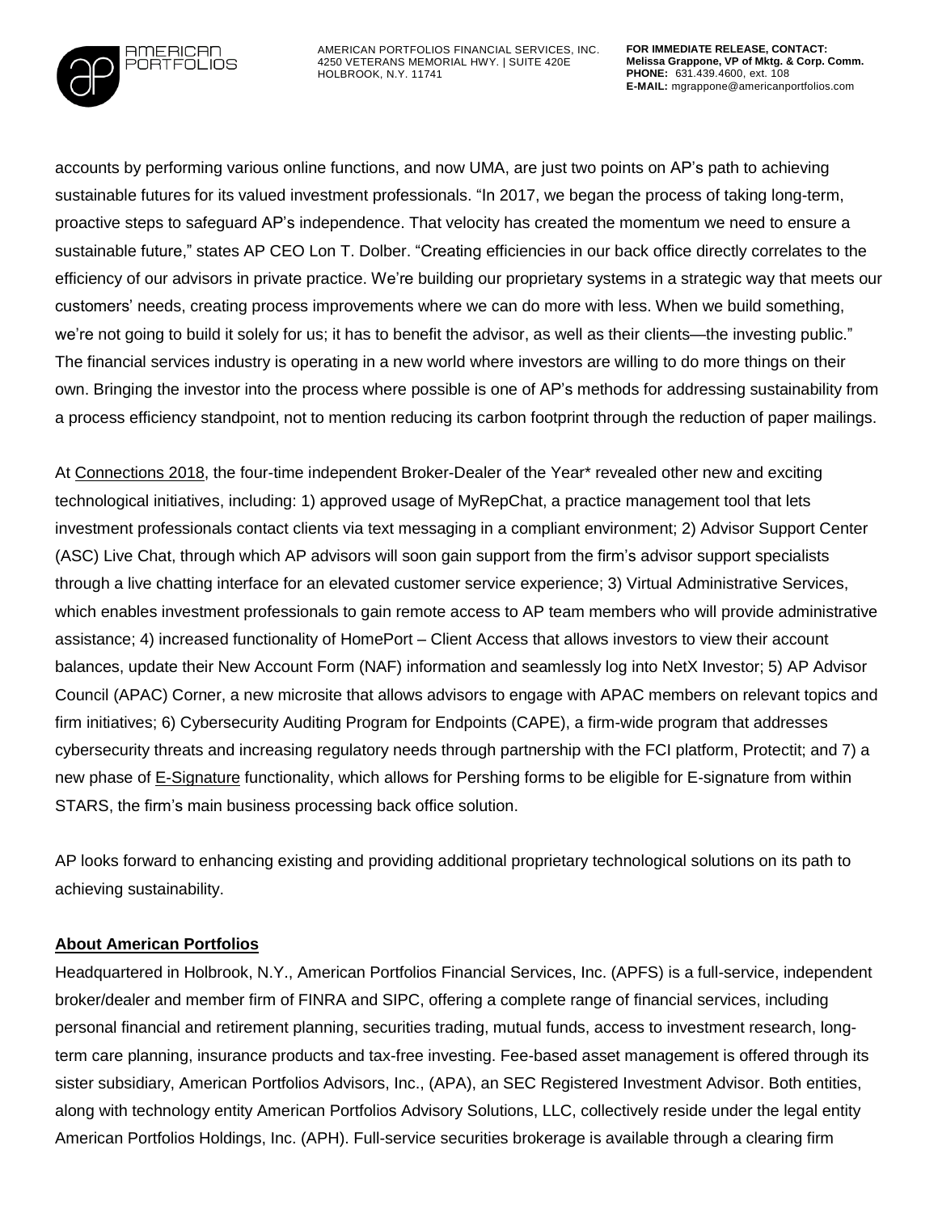accounts by performing various online functions, and now UMA, are just two points on AP's path to achieving sustainable futures for its valued investment professionals. "In 2017, we began the process of taking long-term, proactive steps to safeguard AP's independence. That velocity has created the momentum we need to ensure a sustainable future," states AP CEO Lon T. Dolber. "Creating efficiencies in our back office directly correlates to the efficiency of our advisors in private practice. We're building our proprietary systems in a strategic way that meets our customers' needs, creating process improvements where we can do more with less. When we build something, we're not going to build it solely for us; it has to benefit the advisor, as well as their clients—the investing public." The financial services industry is operating in a new world where investors are willing to do more things on their own. Bringing the investor into the process where possible is one of AP's methods for addressing sustainability from a process efficiency standpoint, not to mention reducing its carbon footprint through the reduction of paper mailings.

At Connections 2018, the four-time independent Broker-Dealer of the Year* revealed other new and exciting technological initiatives, including: 1) approved usage of MyRepChat, a practice management tool that lets investment professionals contact clients via text messaging in a compliant environment; 2) Advisor Support Center (ASC) Live Chat, through which AP advisors will soon gain support from the firm's advisor support specialists through a live chatting interface for an elevated customer service experience; 3) Virtual Administrative Services, which enables investment professionals to gain remote access to AP team members who will provide administrative assistance; 4) increased functionality of HomePort – Client Access that allows investors to view their account balances, update their New Account Form (NAF) information and seamlessly log into NetX Investor; 5) AP Advisor Council (APAC) Corner, a new microsite that allows advisors to engage with APAC members on relevant topics and firm initiatives; 6) Cybersecurity Auditing Program for Endpoints (CAPE), a firm-wide program that addresses cybersecurity threats and increasing regulatory needs through partnership with the FCI platform, Protectit; and 7) a new phase of E-Signature functionality, which allows for Pershing forms to be eligible for E-signature from within STARS, the firm's main business processing back office solution.

AP looks forward to enhancing existing and providing additional proprietary technological solutions on its path to achieving sustainability.

**About American Portfolios**

Headquartered in Holbrook, N.Y., American Portfolios Financial Services, Inc. (APFS) is a full-service, independent broker/dealer and member firm of FINRA and SIPC, offering a complete range of financial services, including personal financial and retirement planning, securities trading, mutual funds, access to investment research, long-term care planning, insurance products and tax-free investing. Fee-based asset management is offered through its sister subsidiary, American Portfolios Advisors, Inc., (APA), an SEC Registered Investment Advisor. Both entities, along with technology entity American Portfolios Advisory Solutions, LLC, collectively reside under the legal entity American Portfolios Holdings, Inc. (APH). Full-service securities brokerage is available through a clearing firm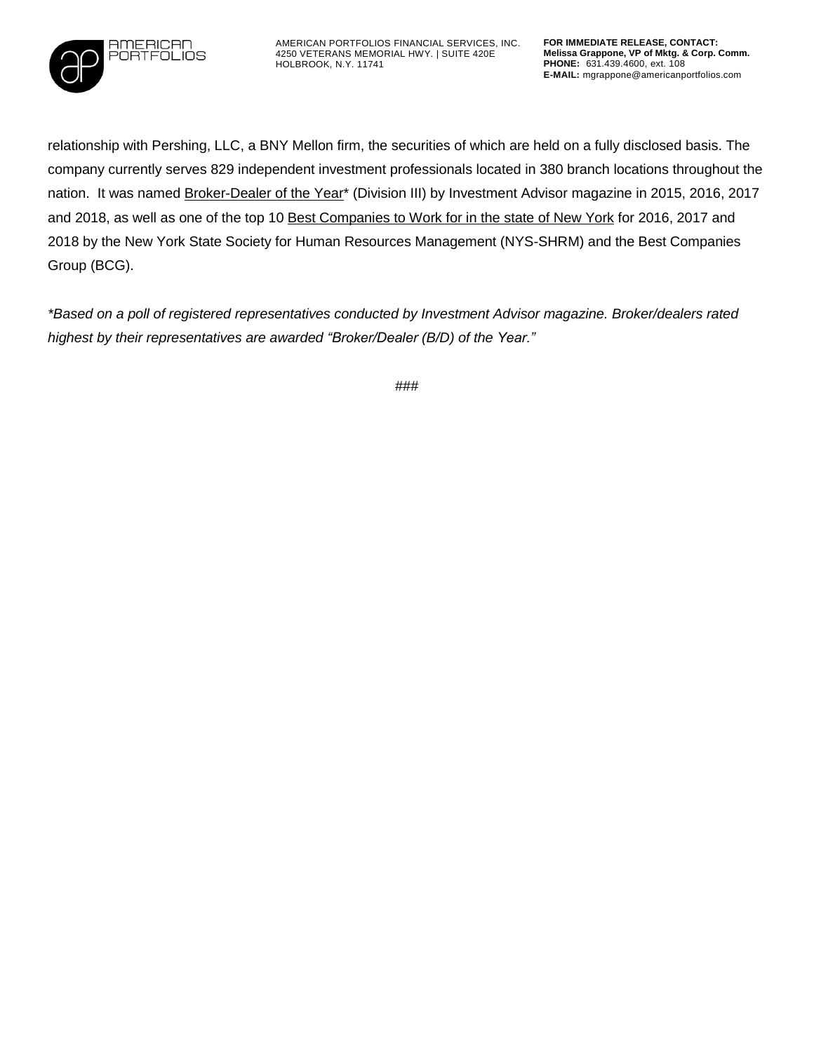relationship with Pershing, LLC, a BNY Mellon firm, the securities of which are held on a fully disclosed basis. The company currently serves 829 independent investment professionals located in 380 branch locations throughout the nation. It was named Broker-Dealer of the Year* (Division III) by Investment Advisor magazine in 2015, 2016, 2017 and 2018, as well as one of the top 10 Best Companies to Work for in the state of New York for 2016, 2017 and 2018 by the New York State Society for Human Resources Management (NYS-SHRM) and the Best Companies Group (BCG).

*\*Based on a poll of registered representatives conducted by Investment Advisor magazine. Broker/dealers rated highest by their representatives are awarded "Broker/Dealer (B/D) of the Year."*

###